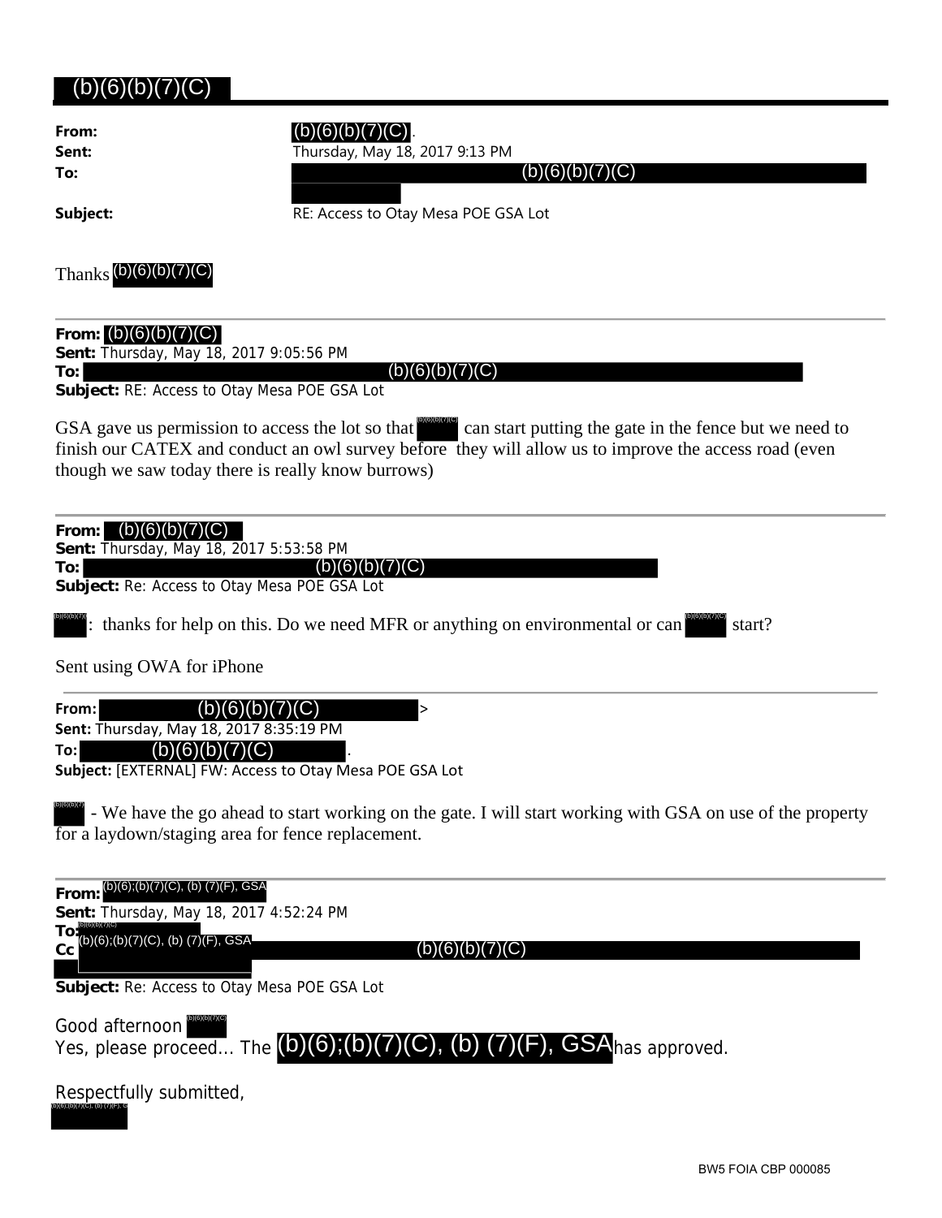(b)(6)(b)(7)(C)

**From:** (b)(6)(b)(7)(C).
**Sent:** Thursday, May 18, 2017 9:13 PM
**To:** (b)(6)(b)(7)(C)
**Subject:** RE: Access to Otay Mesa POE GSA Lot

Thanks (b)(6)(b)(7)(C)

---

**From:** (b)(6)(b)(7)(C)
**Sent:** Thursday, May 18, 2017 9:05:56 PM
**To:** (b)(6)(b)(7)(C)
**Subject:** RE: Access to Otay Mesa POE GSA Lot

GSA gave us permission to access the lot so that (b)(6)(b)(7)(C) can start putting the gate in the fence but we need to finish our CATEX and conduct an owl survey before they will allow us to improve the access road (even though we saw today there is really know burrows)

---

**From:** (b)(6)(b)(7)(C)
**Sent:** Thursday, May 18, 2017 5:53:58 PM
**To:** (b)(6)(b)(7)(C)
**Subject:** Re: Access to Otay Mesa POE GSA Lot

(b)(6)(b)(7)(C): thanks for help on this. Do we need MFR or anything on environmental or can (b)(6)(b)(7)(C) start?

Sent using OWA for iPhone

---

**From:** (b)(6)(b)(7)(C) >
**Sent:** Thursday, May 18, 2017 8:35:19 PM
**To:** (b)(6)(b)(7)(C).
**Subject:** [EXTERNAL] FW: Access to Otay Mesa POE GSA Lot

(b)(6)(b)(7)(C) - We have the go ahead to start working on the gate. I will start working with GSA on use of the property for a laydown/staging area for fence replacement.

---

**From:** (b)(6);(b)(7)(C), (b) (7)(F), GSA
**Sent:** Thursday, May 18, 2017 4:52:24 PM
**To:** (b)(6)(b)(7)(C)
**Cc** (b)(6);(b)(7)(C), (b) (7)(F), GSA (b)(6)(b)(7)(C)
**Subject:** Re: Access to Otay Mesa POE GSA Lot

Good afternoon (b)(6)(b)(7)(C)
Yes, please proceed... The (b)(6);(b)(7)(C), (b) (7)(F), GSA has approved.

Respectfully submitted,
(b)(6);(b)(7)(C), (b) (7)(F), GSA

BW5 FOIA CBP 000085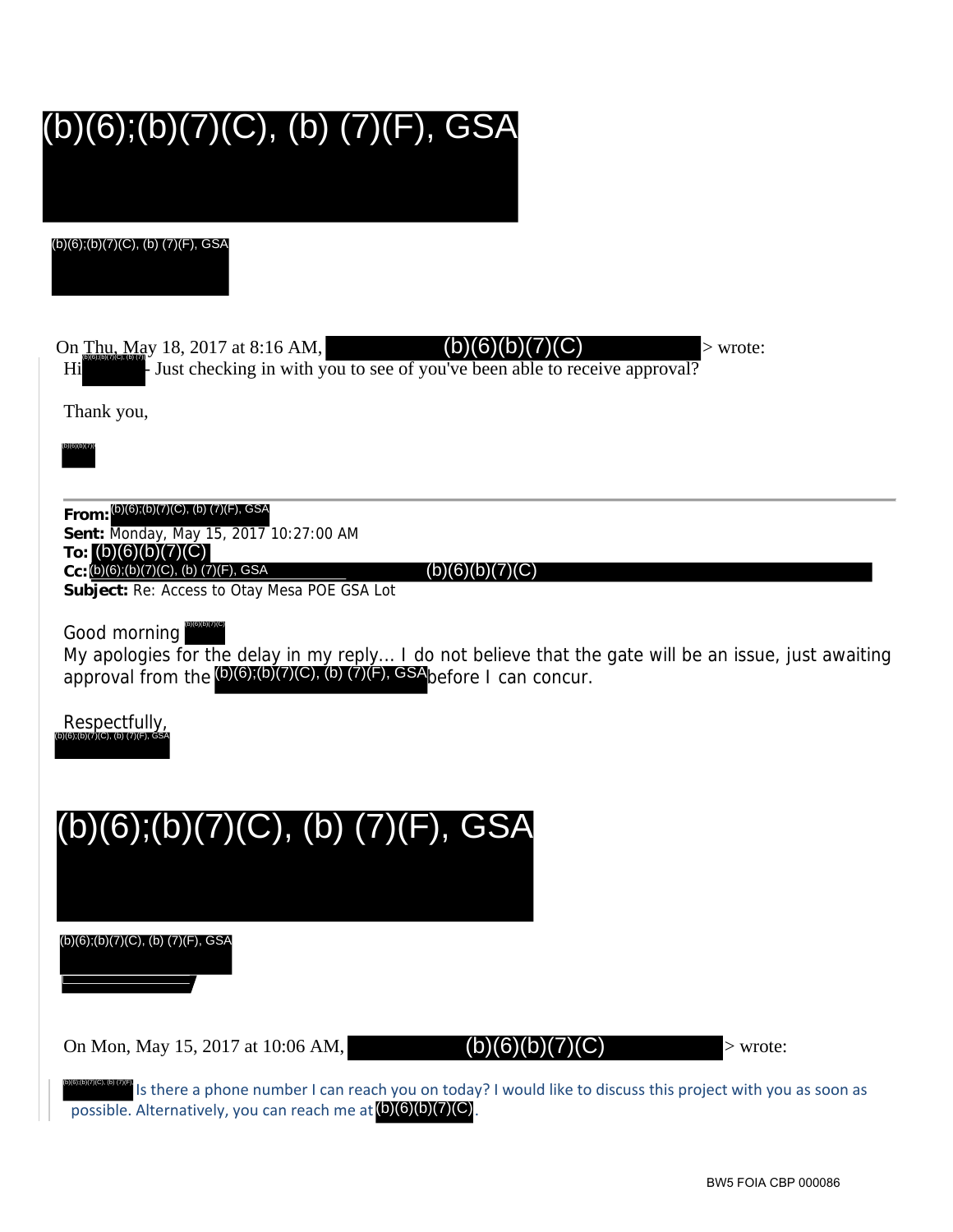(b)(6);(b)(7)(C), (b) (7)(F), GSA

(b)(6);(b)(7)(C), (b) (7)(F), GSA

On Thu, May 18, 2017 at 8:16 AM, (b)(6)(b)(7)(C) > wrote:

Hi (b)(6);(b)(7)(C), (b) (7)(F) - Just checking in with you to see of you've been able to receive approval?

Thank you,

(b)(6)(b)(7)(C)

**From:** (b)(6);(b)(7)(C), (b) (7)(F), GSA
**Sent:** Monday, May 15, 2017 10:27:00 AM
**To:** (b)(6)(b)(7)(C)
**Cc:** (b)(6);(b)(7)(C), (b) (7)(F), GSA (b)(6)(b)(7)(C)
**Subject:** Re: Access to Otay Mesa POE GSA Lot

Good morning (b)(6)(b)(7)(C)

My apologies for the delay in my reply... I do not believe that the gate will be an issue, just awaiting approval from the (b)(6);(b)(7)(C), (b) (7)(F), GSA before I can concur.

Respectfully,
(b)(6);(b)(7)(C), (b) (7)(F), GSA

(b)(6);(b)(7)(C), (b) (7)(F), GSA

(b)(6);(b)(7)(C), (b) (7)(F), GSA

On Mon, May 15, 2017 at 10:06 AM, (b)(6)(b)(7)(C) > wrote:

(b)(6);(b)(7)(C), (b) (7)(F) Is there a phone number I can reach you on today? I would like to discuss this project with you as soon as possible. Alternatively, you can reach me at (b)(6)(b)(7)(C).

BW5 FOIA CBP 000086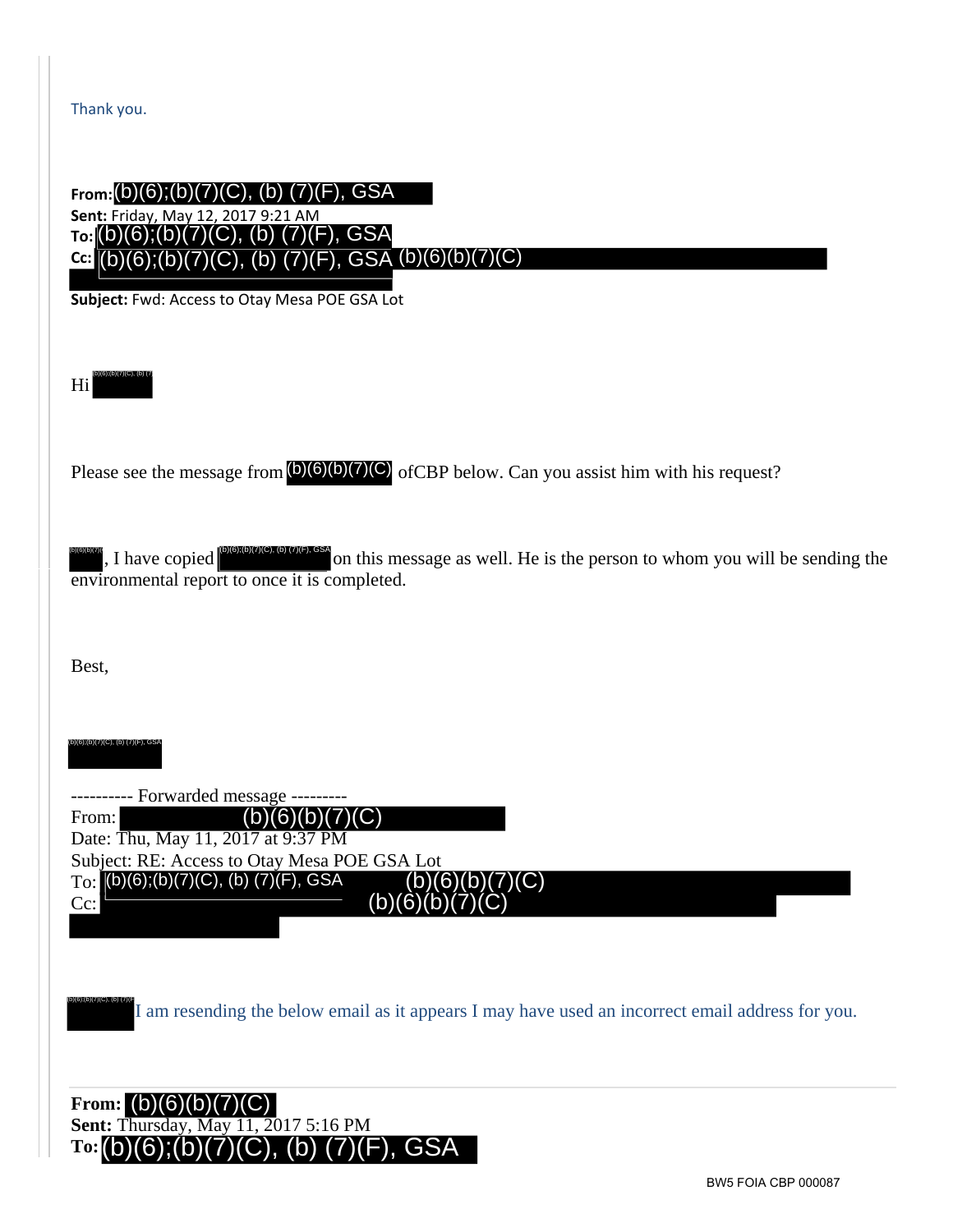Thank you.

**From:** (b)(6);(b)(7)(C), (b) (7)(F), GSA
**Sent:** Friday, May 12, 2017 9:21 AM
**To:** (b)(6);(b)(7)(C), (b) (7)(F), GSA
**Cc:** (b)(6);(b)(7)(C), (b) (7)(F), GSA (b)(6)(b)(7)(C)
**Subject:** Fwd: Access to Otay Mesa POE GSA Lot

Hi (b)(6);(b)(7)(C), (b) (7)

Please see the message from (b)(6)(b)(7)(C) ofCBP below. Can you assist him with his request?

(b)(6)(b)(7)(C), I have copied (b)(6);(b)(7)(C), (b) (7)(F), GSA on this message as well. He is the person to whom you will be sending the environmental report to once it is completed.

Best,

(b)(6);(b)(7)(C), (b) (7)(F), GSA

---------- Forwarded message ---------
From: (b)(6)(b)(7)(C)
Date: Thu, May 11, 2017 at 9:37 PM
Subject: RE: Access to Otay Mesa POE GSA Lot
To: (b)(6);(b)(7)(C), (b) (7)(F), GSA (b)(6)(b)(7)(C)
Cc: (b)(6)(b)(7)(C)

(b)(6);(b)(7)(C), (b) (7)(F) I am resending the below email as it appears I may have used an incorrect email address for you.

**From:** (b)(6)(b)(7)(C)
**Sent:** Thursday, May 11, 2017 5:16 PM
**To:** (b)(6);(b)(7)(C), (b) (7)(F), GSA

BW5 FOIA CBP 000087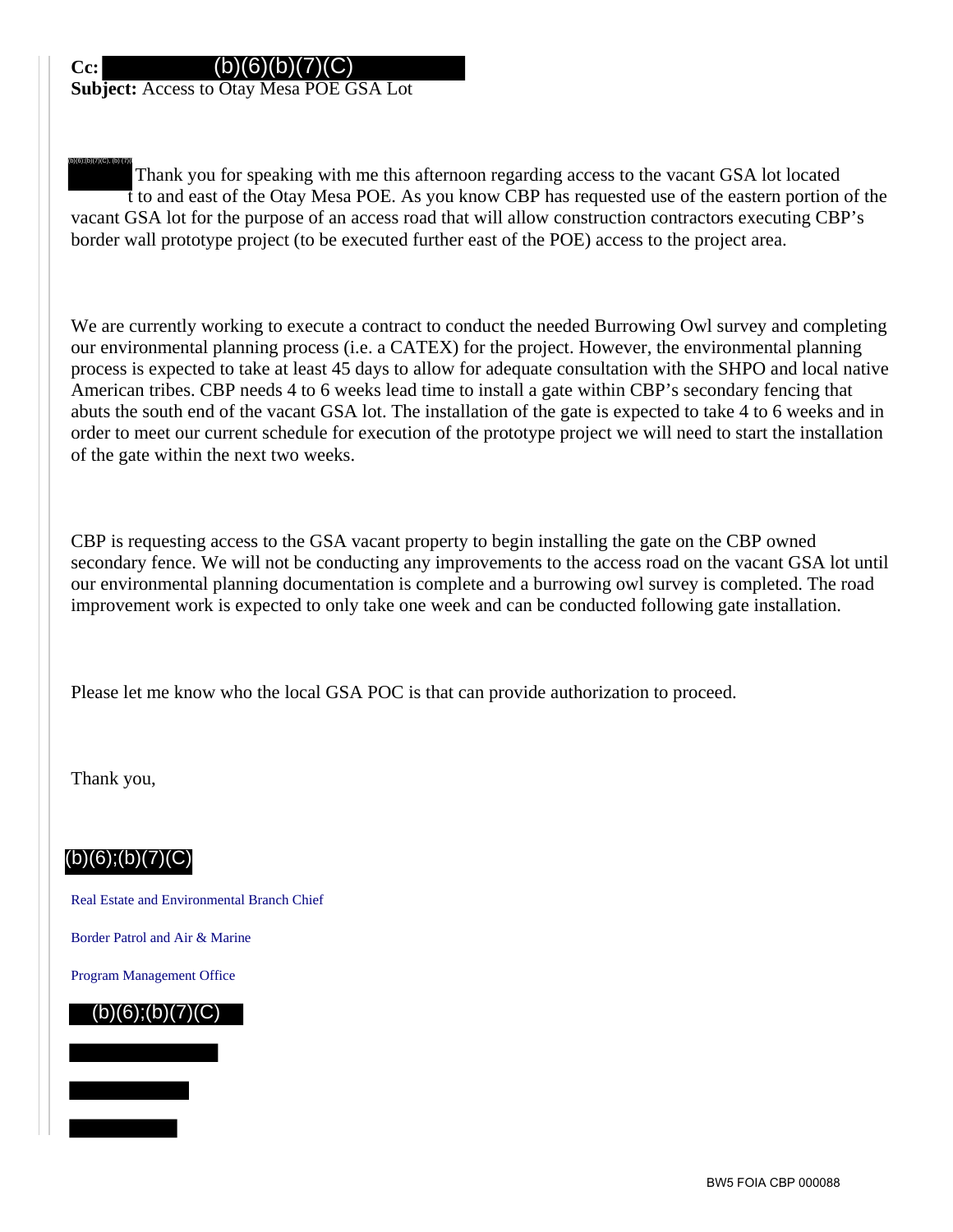**Cc:** (b)(6)(b)(7)(C)
**Subject:** Access to Otay Mesa POE GSA Lot

(b)(6);(b)(7)(C), (b)(7) Thank you for speaking with me this afternoon regarding access to the vacant GSA lot located t to and east of the Otay Mesa POE. As you know CBP has requested use of the eastern portion of the vacant GSA lot for the purpose of an access road that will allow construction contractors executing CBP's border wall prototype project (to be executed further east of the POE) access to the project area.

We are currently working to execute a contract to conduct the needed Burrowing Owl survey and completing our environmental planning process (i.e. a CATEX) for the project. However, the environmental planning process is expected to take at least 45 days to allow for adequate consultation with the SHPO and local native American tribes. CBP needs 4 to 6 weeks lead time to install a gate within CBP's secondary fencing that abuts the south end of the vacant GSA lot. The installation of the gate is expected to take 4 to 6 weeks and in order to meet our current schedule for execution of the prototype project we will need to start the installation of the gate within the next two weeks.

CBP is requesting access to the GSA vacant property to begin installing the gate on the CBP owned secondary fence. We will not be conducting any improvements to the access road on the vacant GSA lot until our environmental planning documentation is complete and a burrowing owl survey is completed. The road improvement work is expected to only take one week and can be conducted following gate installation.

Please let me know who the local GSA POC is that can provide authorization to proceed.

Thank you,

(b)(6);(b)(7)(C)

Real Estate and Environmental Branch Chief

Border Patrol and Air & Marine

Program Management Office

(b)(6);(b)(7)(C)

BW5 FOIA CBP 000088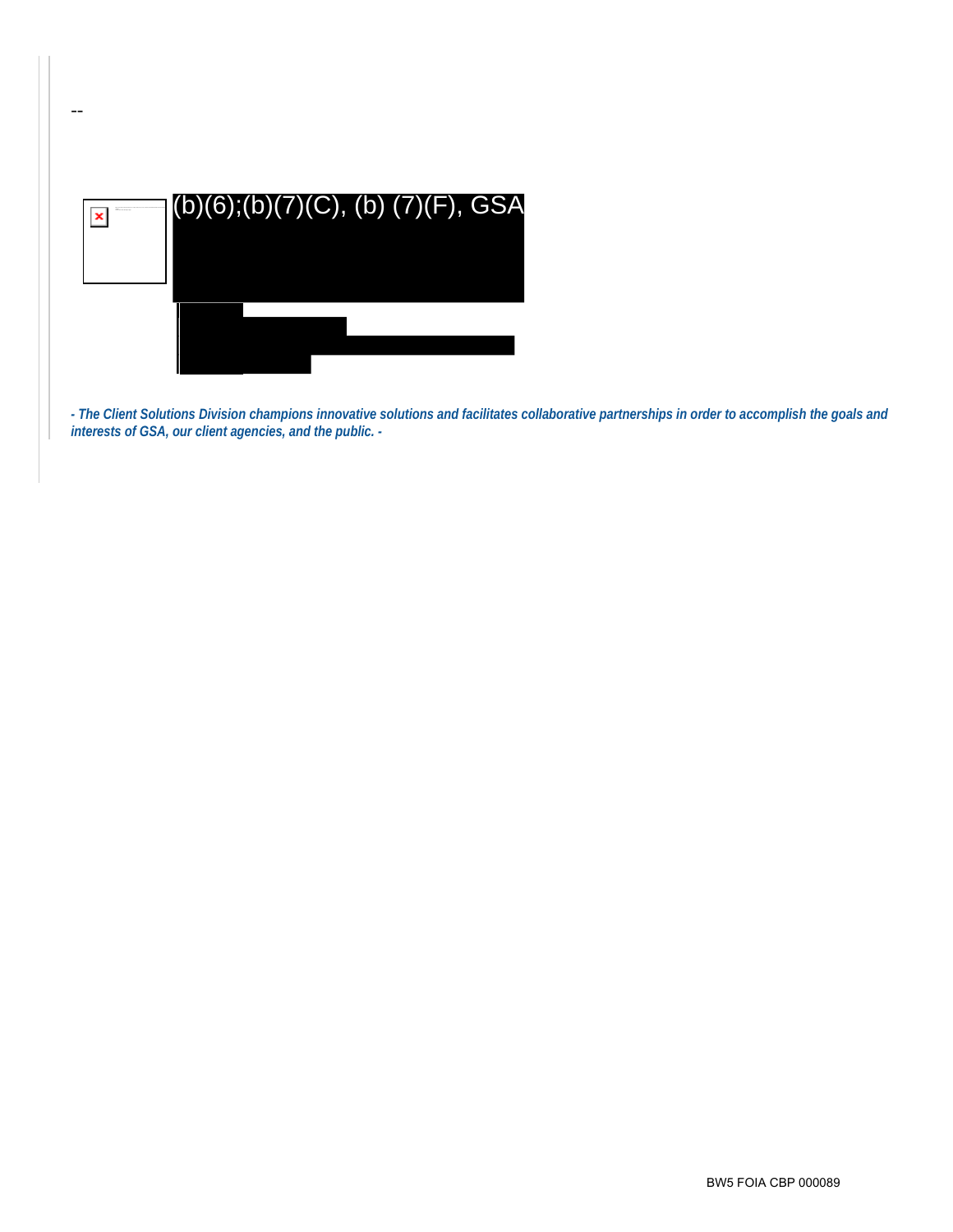--

(b)(6);(b)(7)(C), (b) (7)(F), GSA

*- The Client Solutions Division champions innovative solutions and facilitates collaborative partnerships in order to accomplish the goals and interests of GSA, our client agencies, and the public. -*

BW5 FOIA CBP 000089